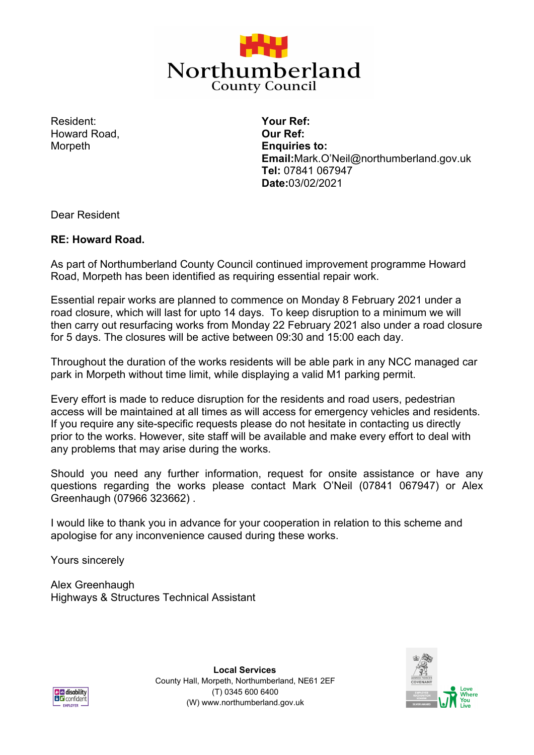Northumberland
County Council

Resident:
Howard Road,
Morpeth

**Your Ref:**
**Our Ref:**
**Enquiries to:**
**Email:**Mark.O'Neil@northumberland.gov.uk
**Tel:** 07841 067947
**Date:**03/02/2021

Dear Resident

**RE: Howard Road.**

As part of Northumberland County Council continued improvement programme Howard Road, Morpeth has been identified as requiring essential repair work.

Essential repair works are planned to commence on Monday 8 February 2021 under a road closure, which will last for upto 14 days. To keep disruption to a minimum we will then carry out resurfacing works from Monday 22 February 2021 also under a road closure for 5 days. The closures will be active between 09:30 and 15:00 each day.

Throughout the duration of the works residents will be able park in any NCC managed car park in Morpeth without time limit, while displaying a valid M1 parking permit.

Every effort is made to reduce disruption for the residents and road users, pedestrian access will be maintained at all times as will access for emergency vehicles and residents. If you require any site-specific requests please do not hesitate in contacting us directly prior to the works. However, site staff will be available and make every effort to deal with any problems that may arise during the works.

Should you need any further information, request for onsite assistance or have any questions regarding the works please contact Mark O'Neil (07841 067947) or Alex Greenhaugh (07966 323662) .

I would like to thank you in advance for your cooperation in relation to this scheme and apologise for any inconvenience caused during these works.

Yours sincerely

Alex Greenhaugh
Highways & Structures Technical Assistant

**Local Services**
County Hall, Morpeth, Northumberland, NE61 2EF
(T) 0345 600 6400
(W) www.northumberland.gov.uk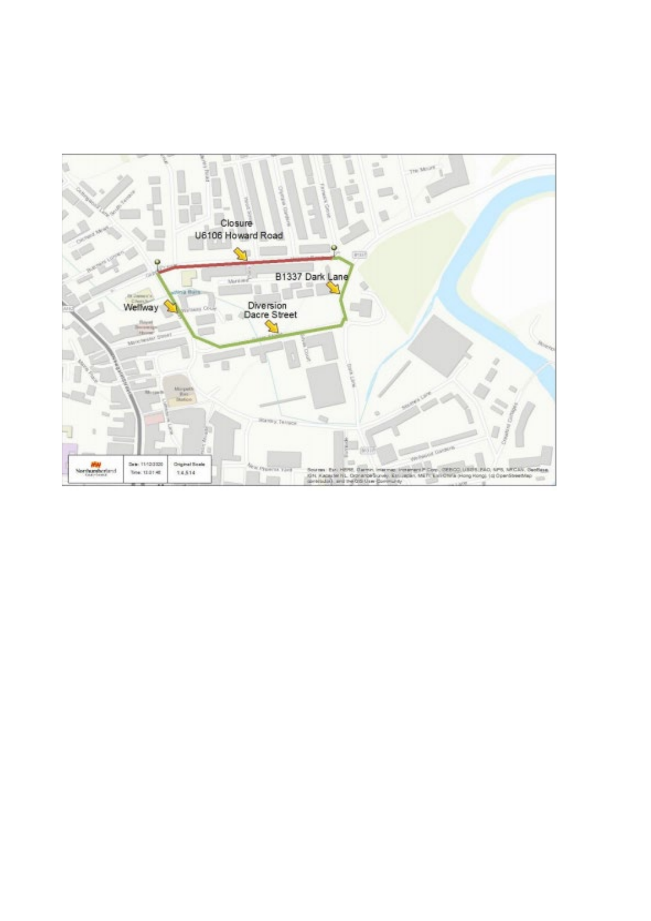Closure
U6106 Howard Road

B1337 Dark Lane

Wellway

Diversion
Dacre Street

Date: 11/12/2020
Time: 13:01:46

Original Scale
1:4,514

Sources: Esri, HERE, Garmin, Intermap, increment P Corp., GEBCO, USGS, FAO, NPS, NRCAN, GeoBase, IGN, Kadaster NL, Ordnance Survey, Esri Japan, METI, Esri China (Hong Kong), (c) OpenStreetMap contributors, and the GIS User Community